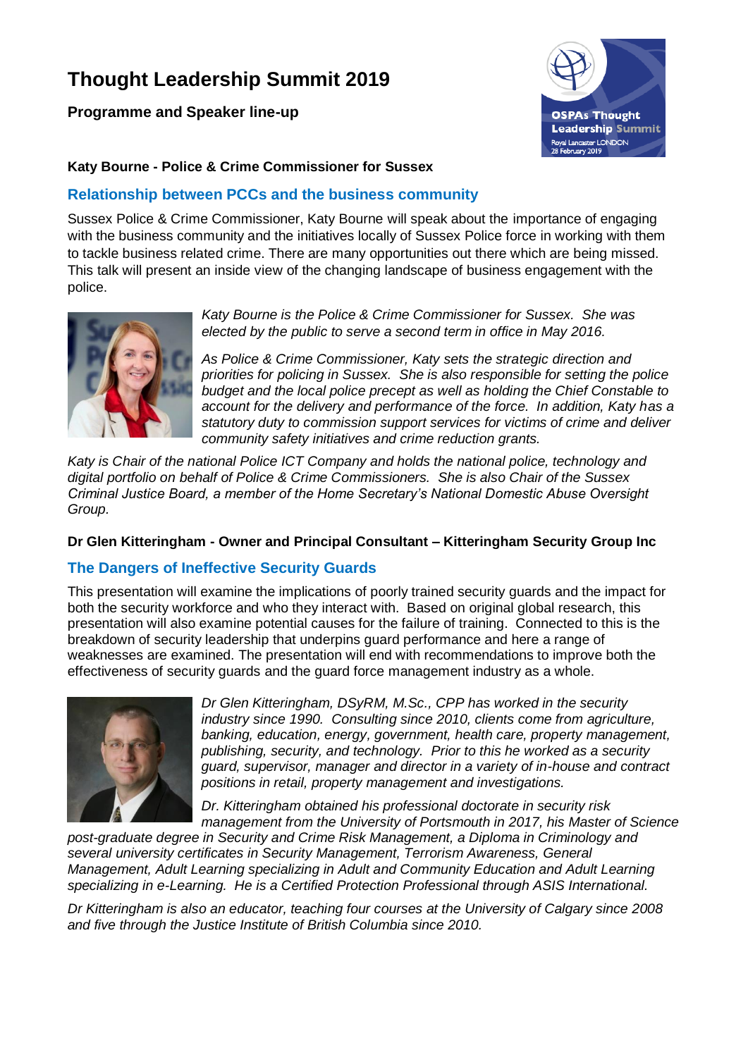# Thought Leadership Summit 2019

**Programme and Speaker line-up**

OSPAs Thought Leadership Summit
Royal Lancaster LONDON
28 February 2019

**Katy Bourne - Police & Crime Commissioner for Sussex**

## Relationship between PCCs and the business community

Sussex Police & Crime Commissioner, Katy Bourne will speak about the importance of engaging with the business community and the initiatives locally of Sussex Police force in working with them to tackle business related crime. There are many opportunities out there which are being missed. This talk will present an inside view of the changing landscape of business engagement with the police.

*Katy Bourne is the Police & Crime Commissioner for Sussex. She was elected by the public to serve a second term in office in May 2016.*

*As Police & Crime Commissioner, Katy sets the strategic direction and priorities for policing in Sussex. She is also responsible for setting the police budget and the local police precept as well as holding the Chief Constable to account for the delivery and performance of the force. In addition, Katy has a statutory duty to commission support services for victims of crime and deliver community safety initiatives and crime reduction grants.*

*Katy is Chair of the national Police ICT Company and holds the national police, technology and digital portfolio on behalf of Police & Crime Commissioners. She is also Chair of the Sussex Criminal Justice Board, a member of the Home Secretary's National Domestic Abuse Oversight Group.*

**Dr Glen Kitteringham - Owner and Principal Consultant – Kitteringham Security Group Inc**

## The Dangers of Ineffective Security Guards

This presentation will examine the implications of poorly trained security guards and the impact for both the security workforce and who they interact with. Based on original global research, this presentation will also examine potential causes for the failure of training. Connected to this is the breakdown of security leadership that underpins guard performance and here a range of weaknesses are examined. The presentation will end with recommendations to improve both the effectiveness of security guards and the guard force management industry as a whole.

*Dr Glen Kitteringham, DSyRM, M.Sc., CPP has worked in the security industry since 1990. Consulting since 2010, clients come from agriculture, banking, education, energy, government, health care, property management, publishing, security, and technology. Prior to this he worked as a security guard, supervisor, manager and director in a variety of in-house and contract positions in retail, property management and investigations.*

*Dr. Kitteringham obtained his professional doctorate in security risk management from the University of Portsmouth in 2017, his Master of Science post-graduate degree in Security and Crime Risk Management, a Diploma in Criminology and several university certificates in Security Management, Terrorism Awareness, General Management, Adult Learning specializing in Adult and Community Education and Adult Learning specializing in e-Learning. He is a Certified Protection Professional through ASIS International.*

*Dr Kitteringham is also an educator, teaching four courses at the University of Calgary since 2008 and five through the Justice Institute of British Columbia since 2010.*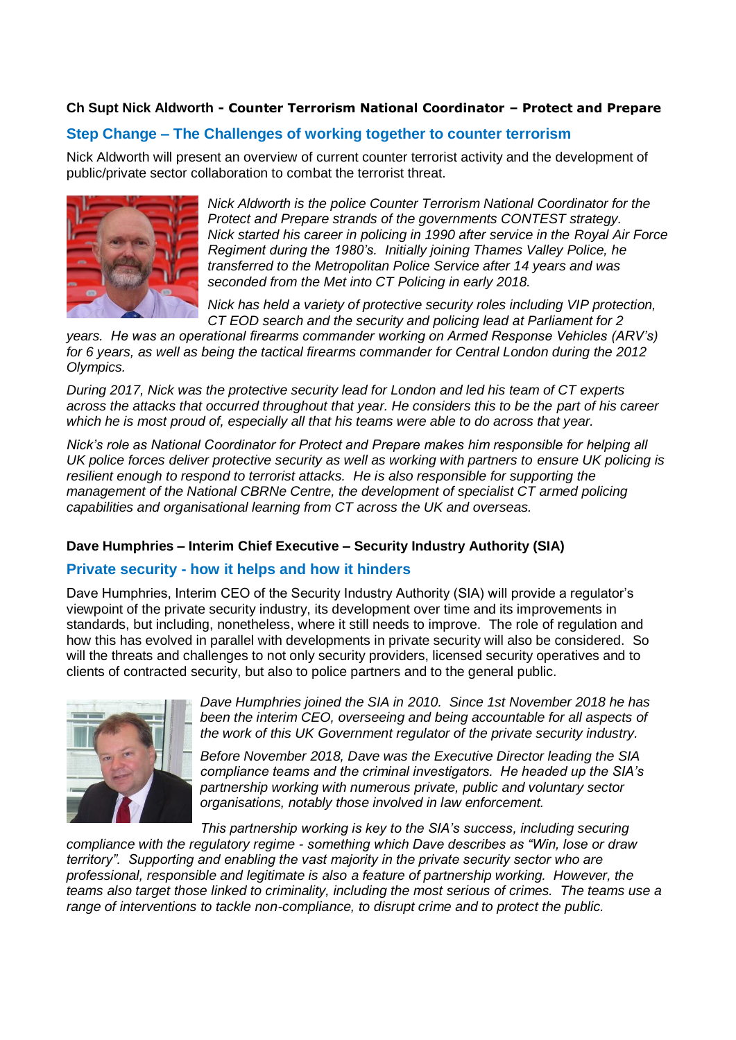**Ch Supt Nick Aldworth - Counter Terrorism National Coordinator – Protect and Prepare**

## Step Change – The Challenges of working together to counter terrorism

Nick Aldworth will present an overview of current counter terrorist activity and the development of public/private sector collaboration to combat the terrorist threat.

*Nick Aldworth is the police Counter Terrorism National Coordinator for the Protect and Prepare strands of the governments CONTEST strategy. Nick started his career in policing in 1990 after service in the Royal Air Force Regiment during the 1980's. Initially joining Thames Valley Police, he transferred to the Metropolitan Police Service after 14 years and was seconded from the Met into CT Policing in early 2018.*

*Nick has held a variety of protective security roles including VIP protection, CT EOD search and the security and policing lead at Parliament for 2 years. He was an operational firearms commander working on Armed Response Vehicles (ARV's) for 6 years, as well as being the tactical firearms commander for Central London during the 2012 Olympics.*

*During 2017, Nick was the protective security lead for London and led his team of CT experts across the attacks that occurred throughout that year. He considers this to be the part of his career which he is most proud of, especially all that his teams were able to do across that year.*

*Nick's role as National Coordinator for Protect and Prepare makes him responsible for helping all UK police forces deliver protective security as well as working with partners to ensure UK policing is resilient enough to respond to terrorist attacks. He is also responsible for supporting the management of the National CBRNe Centre, the development of specialist CT armed policing capabilities and organisational learning from CT across the UK and overseas.*

**Dave Humphries – Interim Chief Executive – Security Industry Authority (SIA)**

## Private security - how it helps and how it hinders

Dave Humphries, Interim CEO of the Security Industry Authority (SIA) will provide a regulator's viewpoint of the private security industry, its development over time and its improvements in standards, but including, nonetheless, where it still needs to improve. The role of regulation and how this has evolved in parallel with developments in private security will also be considered. So will the threats and challenges to not only security providers, licensed security operatives and to clients of contracted security, but also to police partners and to the general public.

*Dave Humphries joined the SIA in 2010. Since 1st November 2018 he has been the interim CEO, overseeing and being accountable for all aspects of the work of this UK Government regulator of the private security industry.*

*Before November 2018, Dave was the Executive Director leading the SIA compliance teams and the criminal investigators. He headed up the SIA's partnership working with numerous private, public and voluntary sector organisations, notably those involved in law enforcement.*

*This partnership working is key to the SIA's success, including securing compliance with the regulatory regime - something which Dave describes as "Win, lose or draw territory". Supporting and enabling the vast majority in the private security sector who are professional, responsible and legitimate is also a feature of partnership working. However, the teams also target those linked to criminality, including the most serious of crimes. The teams use a range of interventions to tackle non-compliance, to disrupt crime and to protect the public.*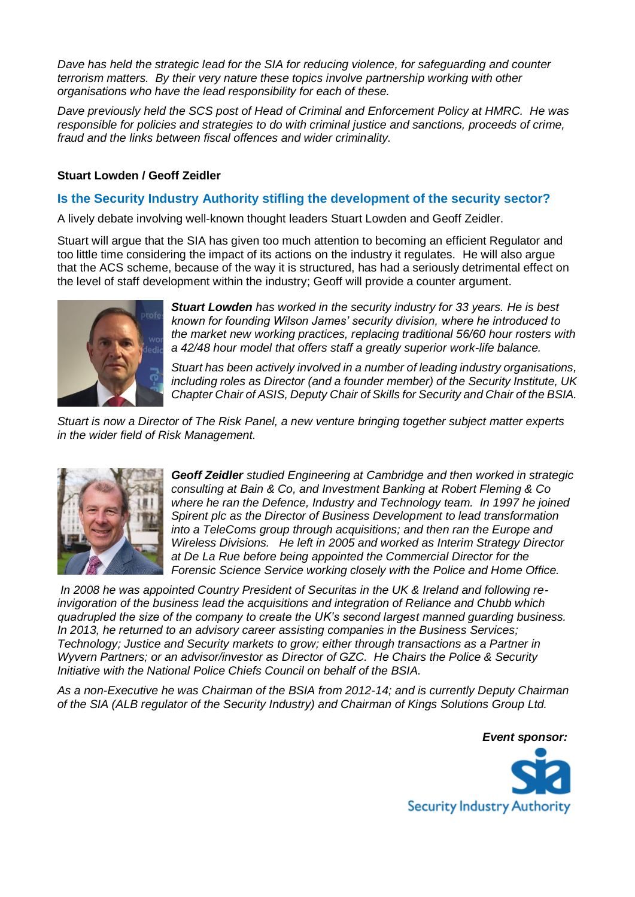*Dave has held the strategic lead for the SIA for reducing violence, for safeguarding and counter terrorism matters. By their very nature these topics involve partnership working with other organisations who have the lead responsibility for each of these.*

*Dave previously held the SCS post of Head of Criminal and Enforcement Policy at HMRC. He was responsible for policies and strategies to do with criminal justice and sanctions, proceeds of crime, fraud and the links between fiscal offences and wider criminality.*

**Stuart Lowden / Geoff Zeidler**

## Is the Security Industry Authority stifling the development of the security sector?

A lively debate involving well-known thought leaders Stuart Lowden and Geoff Zeidler.

Stuart will argue that the SIA has given too much attention to becoming an efficient Regulator and too little time considering the impact of its actions on the industry it regulates. He will also argue that the ACS scheme, because of the way it is structured, has had a seriously detrimental effect on the level of staff development within the industry; Geoff will provide a counter argument.

***Stuart Lowden*** *has worked in the security industry for 33 years. He is best known for founding Wilson James' security division, where he introduced to the market new working practices, replacing traditional 56/60 hour rosters with a 42/48 hour model that offers staff a greatly superior work-life balance.*

*Stuart has been actively involved in a number of leading industry organisations, including roles as Director (and a founder member) of the Security Institute, UK Chapter Chair of ASIS, Deputy Chair of Skills for Security and Chair of the BSIA.*

*Stuart is now a Director of The Risk Panel, a new venture bringing together subject matter experts in the wider field of Risk Management.*

***Geoff Zeidler*** *studied Engineering at Cambridge and then worked in strategic consulting at Bain & Co, and Investment Banking at Robert Fleming & Co where he ran the Defence, Industry and Technology team. In 1997 he joined Spirent plc as the Director of Business Development to lead transformation into a TeleComs group through acquisitions; and then ran the Europe and Wireless Divisions. He left in 2005 and worked as Interim Strategy Director at De La Rue before being appointed the Commercial Director for the Forensic Science Service working closely with the Police and Home Office.*

*In 2008 he was appointed Country President of Securitas in the UK & Ireland and following re-invigoration of the business lead the acquisitions and integration of Reliance and Chubb which quadrupled the size of the company to create the UK's second largest manned guarding business. In 2013, he returned to an advisory career assisting companies in the Business Services; Technology; Justice and Security markets to grow; either through transactions as a Partner in Wyvern Partners; or an advisor/investor as Director of GZC. He Chairs the Police & Security Initiative with the National Police Chiefs Council on behalf of the BSIA.*

*As a non-Executive he was Chairman of the BSIA from 2012-14; and is currently Deputy Chairman of the SIA (ALB regulator of the Security Industry) and Chairman of Kings Solutions Group Ltd.*

***Event sponsor:***

Security Industry Authority